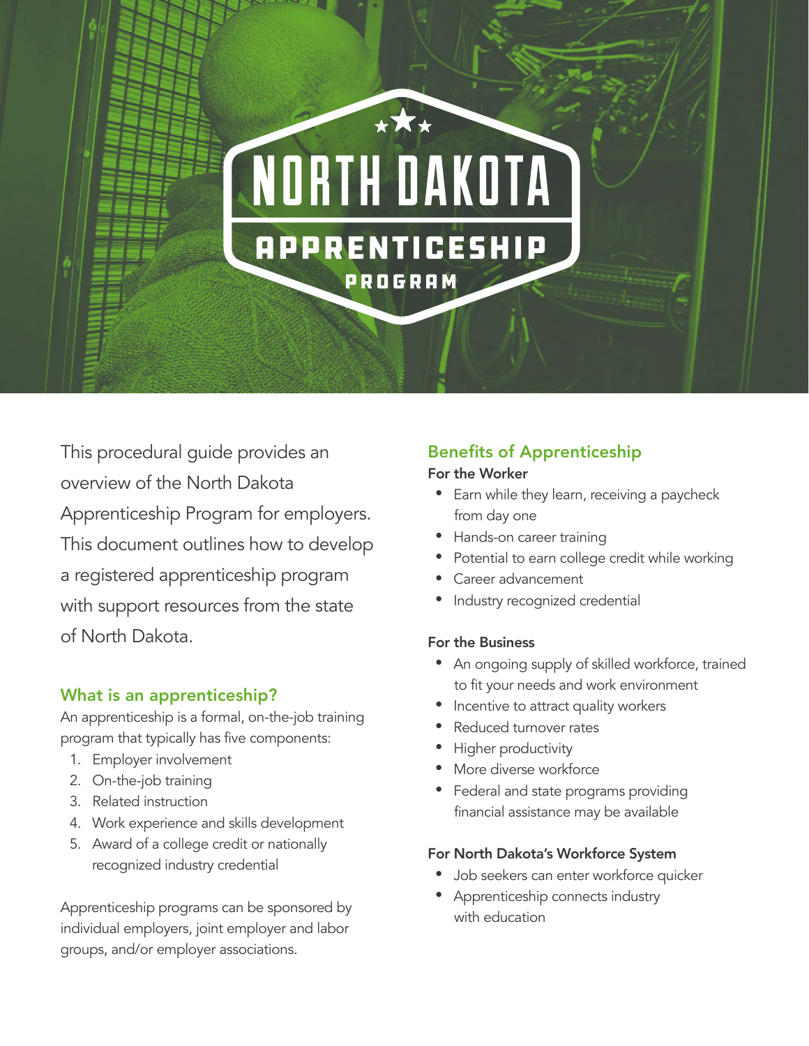# NORTH DAKOTA APPRENTICESHIP PROGRAM

This procedural guide provides an overview of the North Dakota Apprenticeship Program for employers. This document outlines how to develop a registered apprenticeship program with support resources from the state of North Dakota.

## What is an apprenticeship?

An apprenticeship is a formal, on-the-job training program that typically has five components:

1. Employer involvement
2. On-the-job training
3. Related instruction
4. Work experience and skills development
5. Award of a college credit or nationally recognized industry credential

Apprenticeship programs can be sponsored by individual employers, joint employer and labor groups, and/or employer associations.

## Benefits of Apprenticeship

### For the Worker

- Earn while they learn, receiving a paycheck from day one
- Hands-on career training
- Potential to earn college credit while working
- Career advancement
- Industry recognized credential

### For the Business

- An ongoing supply of skilled workforce, trained to fit your needs and work environment
- Incentive to attract quality workers
- Reduced turnover rates
- Higher productivity
- More diverse workforce
- Federal and state programs providing financial assistance may be available

### For North Dakota's Workforce System

- Job seekers can enter workforce quicker
- Apprenticeship connects industry with education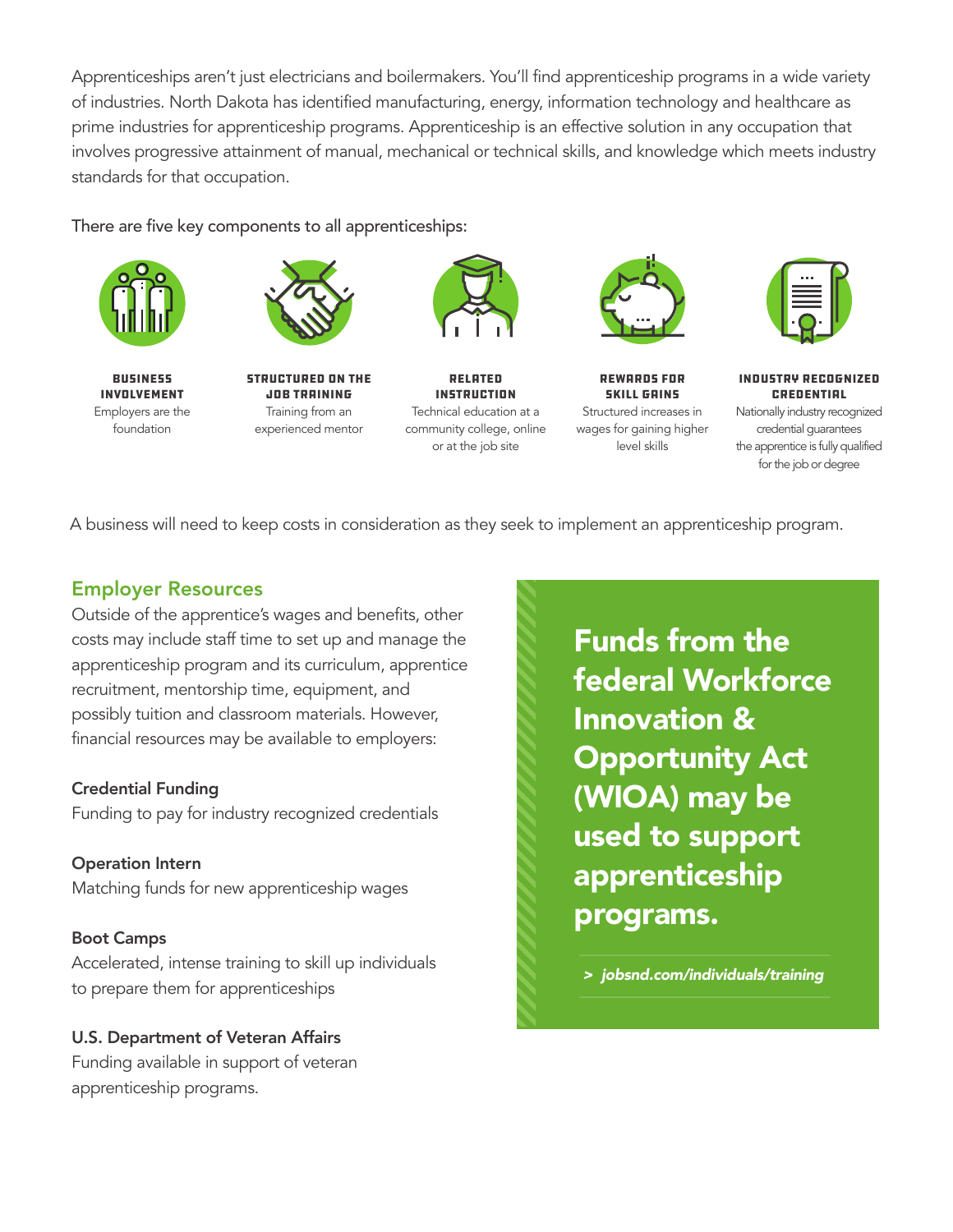Apprenticeships aren't just electricians and boilermakers. You'll find apprenticeship programs in a wide variety of industries. North Dakota has identified manufacturing, energy, information technology and healthcare as prime industries for apprenticeship programs. Apprenticeship is an effective solution in any occupation that involves progressive attainment of manual, mechanical or technical skills, and knowledge which meets industry standards for that occupation.

There are five key components to all apprenticeships:

**BUSINESS INVOLVEMENT**
Employers are the foundation

**STRUCTURED ON THE JOB TRAINING**
Training from an experienced mentor

**RELATED INSTRUCTION**
Technical education at a community college, online or at the job site

**REWARDS FOR SKILL GAINS**
Structured increases in wages for gaining higher level skills

**INDUSTRY RECOGNIZED CREDENTIAL**
Nationally industry recognized credential guarantees the apprentice is fully qualified for the job or degree

A business will need to keep costs in consideration as they seek to implement an apprenticeship program.

## Employer Resources

Outside of the apprentice's wages and benefits, other costs may include staff time to set up and manage the apprenticeship program and its curriculum, apprentice recruitment, mentorship time, equipment, and possibly tuition and classroom materials. However, financial resources may be available to employers:

**Credential Funding**
Funding to pay for industry recognized credentials

**Operation Intern**
Matching funds for new apprenticeship wages

**Boot Camps**
Accelerated, intense training to skill up individuals to prepare them for apprenticeships

**U.S. Department of Veteran Affairs**
Funding available in support of veteran apprenticeship programs.

**Funds from the federal Workforce Innovation & Opportunity Act (WIOA) may be used to support apprenticeship programs.**

> *jobsnd.com/individuals/training*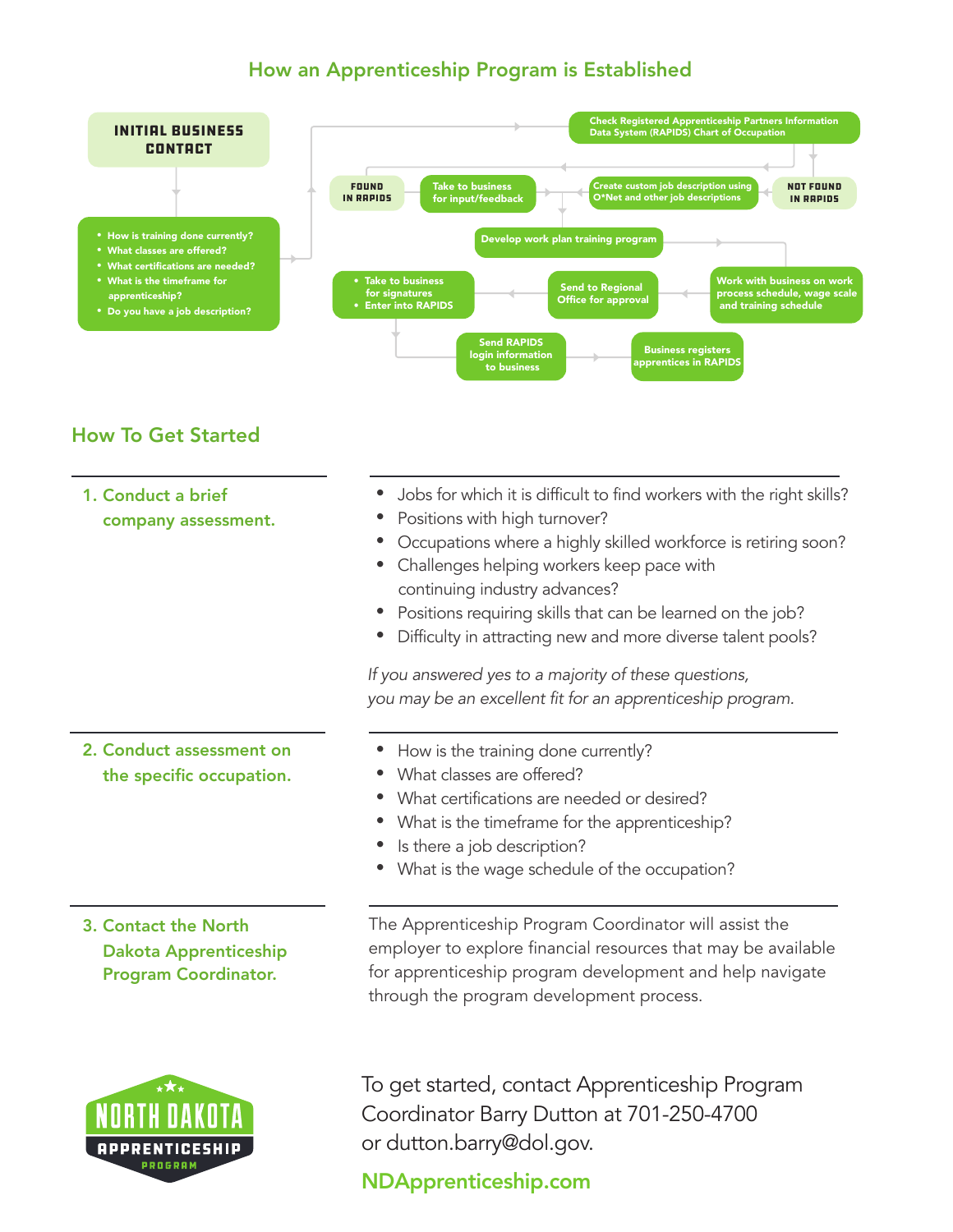## How an Apprenticeship Program is Established

INITIAL BUSINESS CONTACT

- How is training done currently?
- What classes are offered?
- What certifications are needed?
- What is the timeframe for apprenticeship?
- Do you have a job description?

Check Registered Apprenticeship Partners Information Data System (RAPIDS) Chart of Occupation

FOUND IN RAPIDS

Take to business for input/feedback

Create custom job description using O*Net and other job descriptions

NOT FOUND IN RAPIDS

Develop work plan training program

Work with business on work process schedule, wage scale and training schedule

Send to Regional Office for approval

- Take to business for signatures
- Enter into RAPIDS

Send RAPIDS login information to business

Business registers apprentices in RAPIDS

## How To Get Started

### 1. Conduct a brief company assessment.

- Jobs for which it is difficult to find workers with the right skills?
- Positions with high turnover?
- Occupations where a highly skilled workforce is retiring soon?
- Challenges helping workers keep pace with continuing industry advances?
- Positions requiring skills that can be learned on the job?
- Difficulty in attracting new and more diverse talent pools?

*If you answered yes to a majority of these questions, you may be an excellent fit for an apprenticeship program.*

### 2. Conduct assessment on the specific occupation.

- How is the training done currently?
- What classes are offered?
- What certifications are needed or desired?
- What is the timeframe for the apprenticeship?
- Is there a job description?
- What is the wage schedule of the occupation?

### 3. Contact the North Dakota Apprenticeship Program Coordinator.

The Apprenticeship Program Coordinator will assist the employer to explore financial resources that may be available for apprenticeship program development and help navigate through the program development process.

NORTH DAKOTA APPRENTICESHIP PROGRAM

To get started, contact Apprenticeship Program Coordinator Barry Dutton at 701-250-4700 or dutton.barry@dol.gov.

**NDApprenticeship.com**